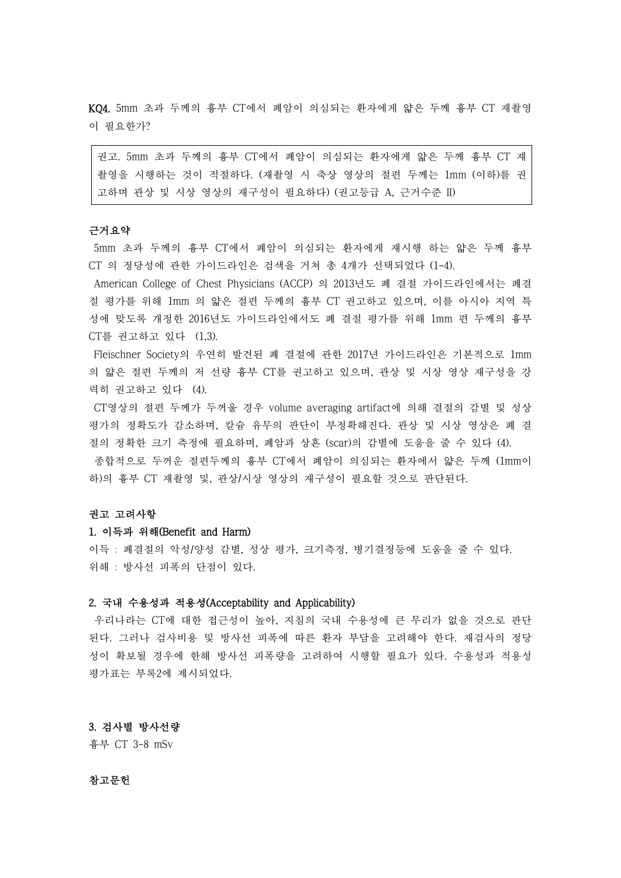**KQ4.** 5mm 초과 두께의 흉부 CT에서 폐암이 의심되는 환자에게 얇은 두께 흉부 CT 재촬영이 필요한가?

> 권고. 5mm 초과 두께의 흉부 CT에서 폐암이 의심되는 환자에게 얇은 두께 흉부 CT 재촬영을 시행하는 것이 적절하다. (재촬영 시 축상 영상의 절편 두께는 1mm (이하)를 권고하며 관상 및 시상 영상의 재구성이 필요하다) (권고등급 A, 근거수준 II)

**근거요약**

5mm 초과 두께의 흉부 CT에서 폐암이 의심되는 환자에게 재시행 하는 얇은 두께 흉부 CT 의 정당성에 관한 가이드라인은 검색을 거쳐 총 4개가 선택되었다 (1-4).

American College of Chest Physicians (ACCP) 의 2013년도 폐 결절 가이드라인에서는 폐결절 평가를 위해 1mm 의 얇은 절편 두께의 흉부 CT 권고하고 있으며, 이를 아시아 지역 특성에 맞도록 개정한 2016년도 가이드라인에서도 폐 결절 평가를 위해 1mm 편 두께의 흉부 CT를 권고하고 있다 (1,3).

Fleischner Society의 우연히 발견된 폐 결절에 관한 2017년 가이드라인은 기본적으로 1mm 의 얇은 절편 두께의 저 선량 흉부 CT를 권고하고 있으며, 관상 및 시상 영상 재구성을 강력히 권고하고 있다 (4).

CT영상의 절편 두께가 두꺼울 경우 volume averaging artifact에 의해 결절의 감별 및 성상 평가의 정확도가 감소하며, 칼슘 유무의 판단이 부정확해진다. 관상 및 시상 영상은 폐 결절의 정확한 크기 측정에 필요하며, 폐암과 상흔 (scar)의 감별에 도움을 줄 수 있다 (4).

종합적으로 두꺼운 절편두께의 흉부 CT에서 폐암이 의심되는 환자에서 얇은 두께 (1mm이하)의 흉부 CT 재촬영 및, 관상/시상 영상의 재구성이 필요할 것으로 판단된다.

**권고 고려사항**

**1. 이득과 위해(Benefit and Harm)**

이득 : 폐결절의 악성/양성 감별, 성상 평가, 크기측정, 병기결정등에 도움을 줄 수 있다.
위해 : 방사선 피폭의 단점이 있다.

**2. 국내 수용성과 적용성(Acceptability and Applicability)**

우리나라는 CT에 대한 접근성이 높아, 지침의 국내 수용성에 큰 무리가 없을 것으로 판단된다. 그러나 검사비용 및 방사선 피폭에 따른 환자 부담을 고려해야 한다. 재검사의 정당성이 확보될 경우에 한해 방사선 피폭량을 고려하여 시행할 필요가 있다. 수용성과 적용성 평가표는 부록2에 제시되었다.

**3. 검사별 방사선량**

흉부 CT 3-8 mSv

**참고문헌**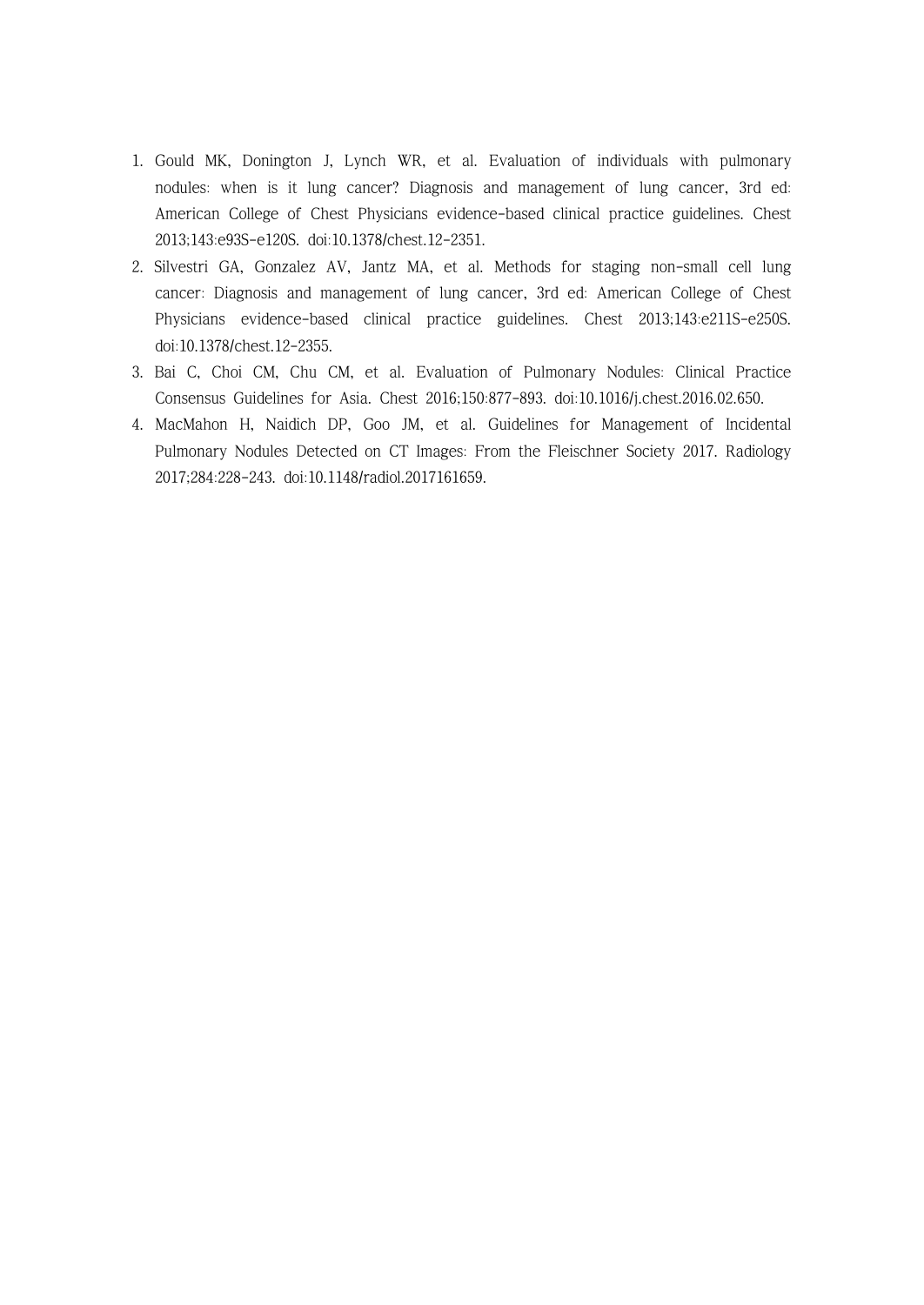1. Gould MK, Donington J, Lynch WR, et al. Evaluation of individuals with pulmonary nodules: when is it lung cancer? Diagnosis and management of lung cancer, 3rd ed: American College of Chest Physicians evidence-based clinical practice guidelines. Chest 2013;143:e93S-e120S. doi:10.1378/chest.12-2351.
2. Silvestri GA, Gonzalez AV, Jantz MA, et al. Methods for staging non-small cell lung cancer: Diagnosis and management of lung cancer, 3rd ed: American College of Chest Physicians evidence-based clinical practice guidelines. Chest 2013;143:e211S-e250S. doi:10.1378/chest.12-2355.
3. Bai C, Choi CM, Chu CM, et al. Evaluation of Pulmonary Nodules: Clinical Practice Consensus Guidelines for Asia. Chest 2016;150:877-893. doi:10.1016/j.chest.2016.02.650.
4. MacMahon H, Naidich DP, Goo JM, et al. Guidelines for Management of Incidental Pulmonary Nodules Detected on CT Images: From the Fleischner Society 2017. Radiology 2017;284:228-243. doi:10.1148/radiol.2017161659.